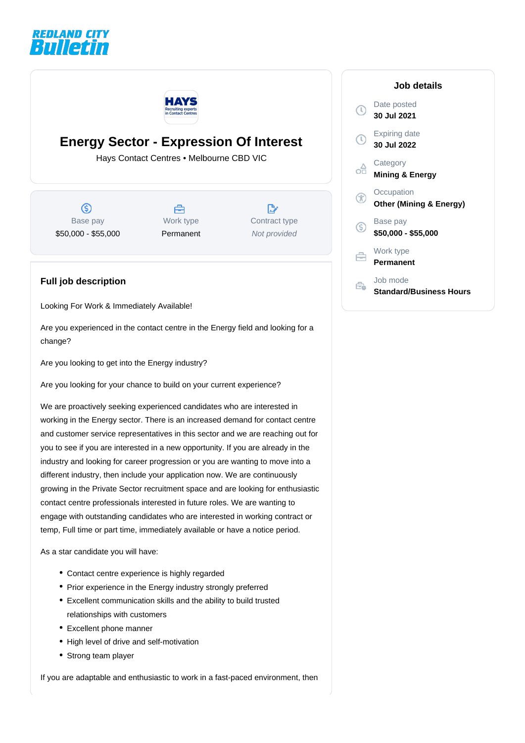REDLAND CITY **Bulletin**

# Energy Sector - Expression Of Interest

Hays Contact Centres • Melbourne CBD VIC

| Base pay | Work type | Contract type |
| --- | --- | --- |
| $50,000 - $55,000 | Permanent | *Not provided* |

## Job details

Date posted
**30 Jul 2021**

Expiring date
**30 Jul 2022**

Category
**Mining & Energy**

Occupation
**Other (Mining & Energy)**

Base pay
**$50,000 - $55,000**

Work type
**Permanent**

Job mode
**Standard/Business Hours**

## Full job description

Looking For Work & Immediately Available!

Are you experienced in the contact centre in the Energy field and looking for a change?

Are you looking to get into the Energy industry?

Are you looking for your chance to build on your current experience?

We are proactively seeking experienced candidates who are interested in working in the Energy sector. There is an increased demand for contact centre and customer service representatives in this sector and we are reaching out for you to see if you are interested in a new opportunity. If you are already in the industry and looking for career progression or you are wanting to move into a different industry, then include your application now. We are continuously growing in the Private Sector recruitment space and are looking for enthusiastic contact centre professionals interested in future roles. We are wanting to engage with outstanding candidates who are interested in working contract or temp, Full time or part time, immediately available or have a notice period.

As a star candidate you will have:

- Contact centre experience is highly regarded
- Prior experience in the Energy industry strongly preferred
- Excellent communication skills and the ability to build trusted relationships with customers
- Excellent phone manner
- High level of drive and self-motivation
- Strong team player

If you are adaptable and enthusiastic to work in a fast-paced environment, then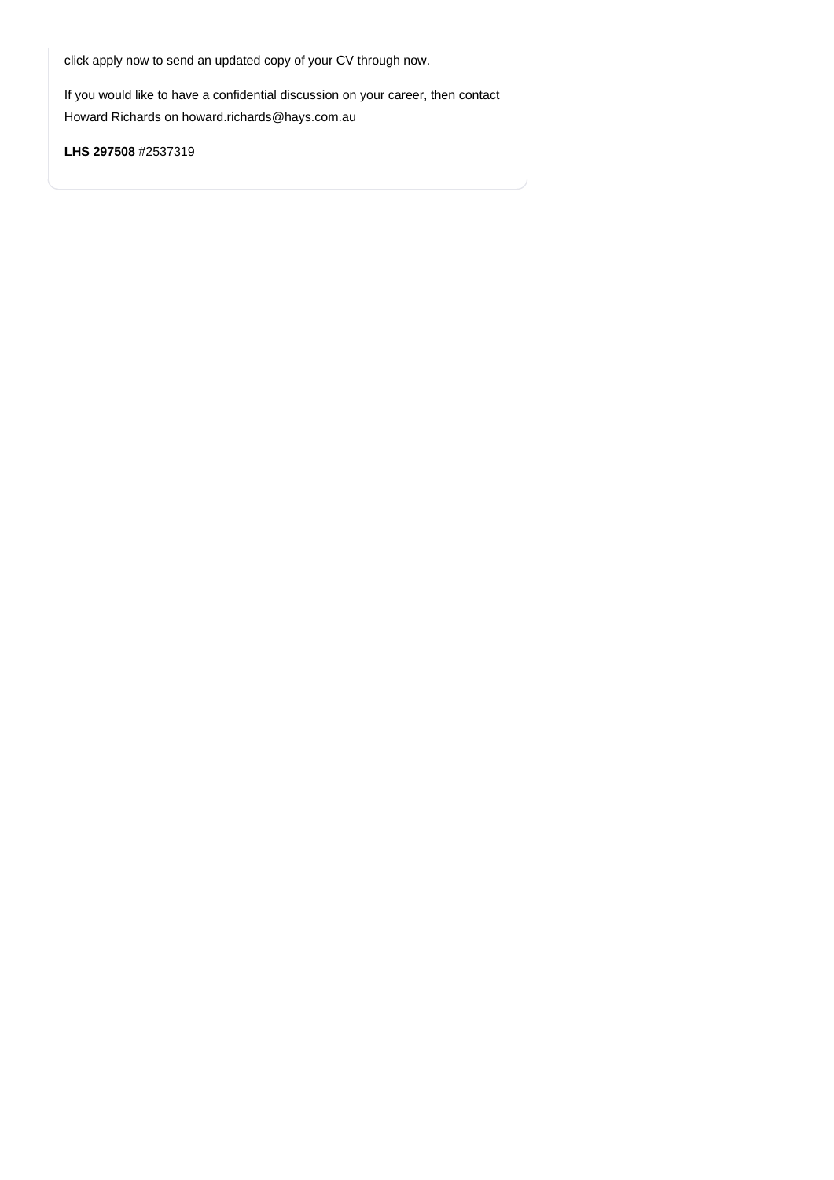click apply now to send an updated copy of your CV through now.

If you would like to have a confidential discussion on your career, then contact Howard Richards on howard.richards@hays.com.au

**LHS 297508** #2537319